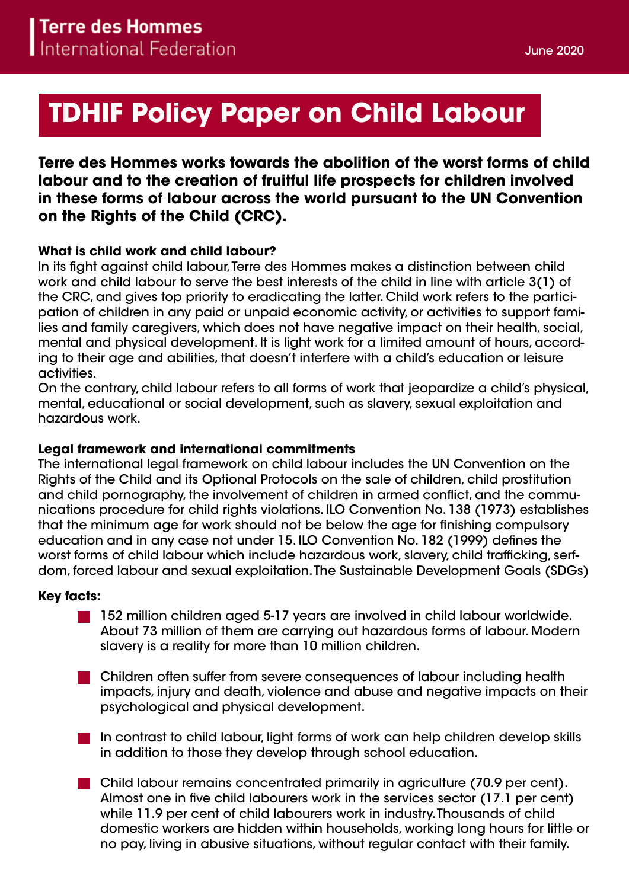Terre des Hommes International Federation

June 2020

# TDHIF Policy Paper on Child Labour

**Terre des Hommes works towards the abolition of the worst forms of child labour and to the creation of fruitful life prospects for children involved in these forms of labour across the world pursuant to the UN Convention on the Rights of the Child (CRC).**

### What is child work and child labour?

In its fight against child labour, Terre des Hommes makes a distinction between child work and child labour to serve the best interests of the child in line with article 3(1) of the CRC, and gives top priority to eradicating the latter. Child work refers to the participation of children in any paid or unpaid economic activity, or activities to support families and family caregivers, which does not have negative impact on their health, social, mental and physical development. It is light work for a limited amount of hours, according to their age and abilities, that doesn't interfere with a child's education or leisure activities.

On the contrary, child labour refers to all forms of work that jeopardize a child's physical, mental, educational or social development, such as slavery, sexual exploitation and hazardous work.

### Legal framework and international commitments

The international legal framework on child labour includes the UN Convention on the Rights of the Child and its Optional Protocols on the sale of children, child prostitution and child pornography, the involvement of children in armed conflict, and the communications procedure for child rights violations. ILO Convention No. 138 (1973) establishes that the minimum age for work should not be below the age for finishing compulsory education and in any case not under 15. ILO Convention No. 182 (1999) defines the worst forms of child labour which include hazardous work, slavery, child trafficking, serfdom, forced labour and sexual exploitation. The Sustainable Development Goals (SDGs)

### Key facts:

- 152 million children aged 5-17 years are involved in child labour worldwide. About 73 million of them are carrying out hazardous forms of labour. Modern slavery is a reality for more than 10 million children.
- Children often suffer from severe consequences of labour including health impacts, injury and death, violence and abuse and negative impacts on their psychological and physical development.
- In contrast to child labour, light forms of work can help children develop skills in addition to those they develop through school education.
- Child labour remains concentrated primarily in agriculture (70.9 per cent). Almost one in five child labourers work in the services sector (17.1 per cent) while 11.9 per cent of child labourers work in industry. Thousands of child domestic workers are hidden within households, working long hours for little or no pay, living in abusive situations, without regular contact with their family.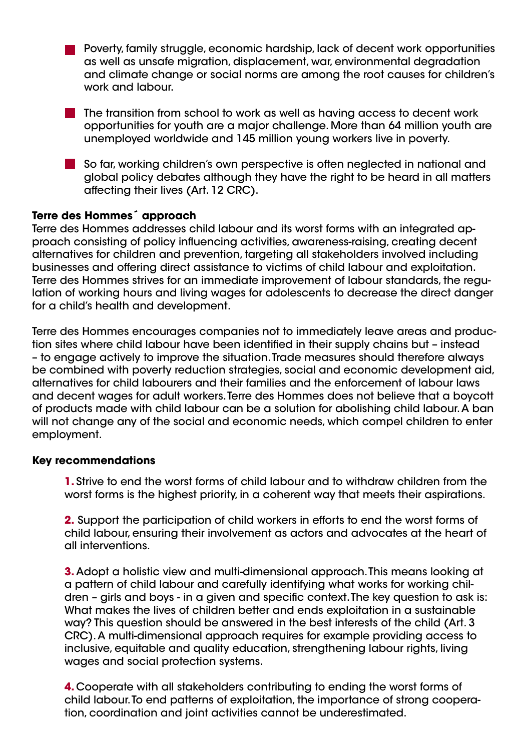- Poverty, family struggle, economic hardship, lack of decent work opportunities as well as unsafe migration, displacement, war, environmental degradation and climate change or social norms are among the root causes for children's work and labour.

- The transition from school to work as well as having access to decent work opportunities for youth are a major challenge. More than 64 million youth are unemployed worldwide and 145 million young workers live in poverty.

- So far, working children's own perspective is often neglected in national and global policy debates although they have the right to be heard in all matters affecting their lives (Art. 12 CRC).

**Terre des Hommes´ approach**

Terre des Hommes addresses child labour and its worst forms with an integrated approach consisting of policy influencing activities, awareness-raising, creating decent alternatives for children and prevention, targeting all stakeholders involved including businesses and offering direct assistance to victims of child labour and exploitation. Terre des Hommes strives for an immediate improvement of labour standards, the regulation of working hours and living wages for adolescents to decrease the direct danger for a child's health and development.

Terre des Hommes encourages companies not to immediately leave areas and production sites where child labour have been identified in their supply chains but – instead – to engage actively to improve the situation. Trade measures should therefore always be combined with poverty reduction strategies, social and economic development aid, alternatives for child labourers and their families and the enforcement of labour laws and decent wages for adult workers. Terre des Hommes does not believe that a boycott of products made with child labour can be a solution for abolishing child labour. A ban will not change any of the social and economic needs, which compel children to enter employment.

**Key recommendations**

**1.** Strive to end the worst forms of child labour and to withdraw children from the worst forms is the highest priority, in a coherent way that meets their aspirations.

**2.** Support the participation of child workers in efforts to end the worst forms of child labour, ensuring their involvement as actors and advocates at the heart of all interventions.

**3.** Adopt a holistic view and multi-dimensional approach. This means looking at a pattern of child labour and carefully identifying what works for working children – girls and boys - in a given and specific context. The key question to ask is: What makes the lives of children better and ends exploitation in a sustainable way? This question should be answered in the best interests of the child (Art. 3 CRC). A multi-dimensional approach requires for example providing access to inclusive, equitable and quality education, strengthening labour rights, living wages and social protection systems.

**4.** Cooperate with all stakeholders contributing to ending the worst forms of child labour. To end patterns of exploitation, the importance of strong cooperation, coordination and joint activities cannot be underestimated.